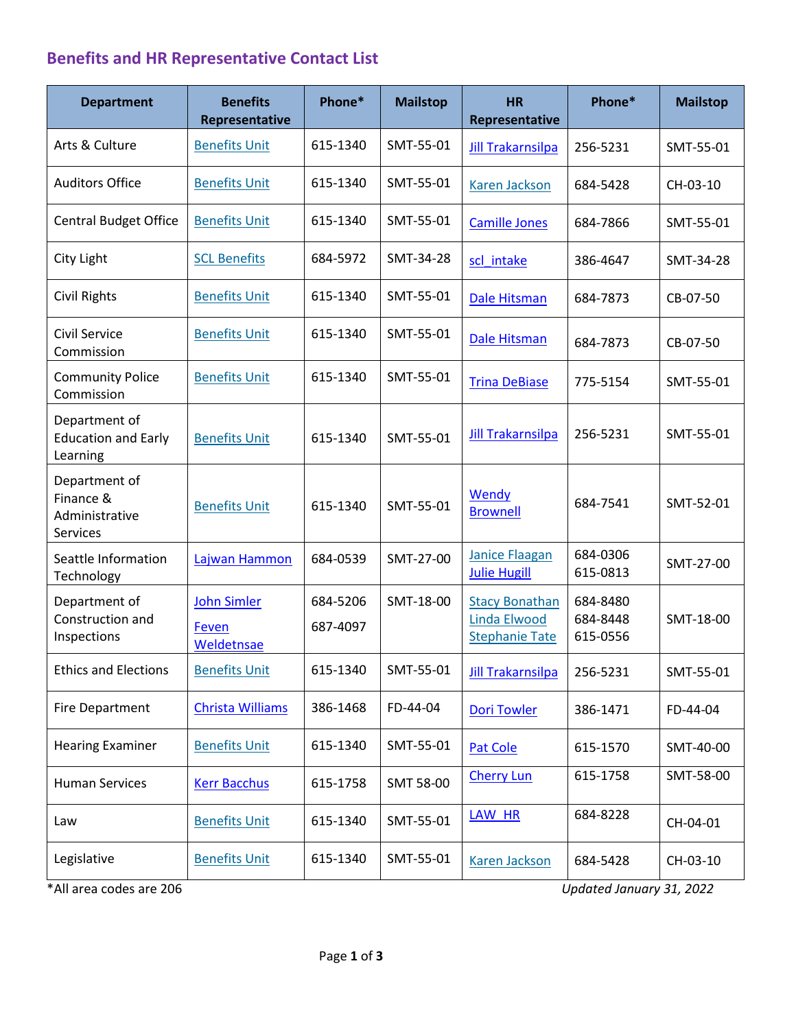## Benefits and HR Representative Contact List

| Department | Benefits Representative | Phone* | Mailstop | HR Representative | Phone* | Mailstop |
|---|---|---|---|---|---|---|
| Arts & Culture | Benefits Unit | 615-1340 | SMT-55-01 | Jill Trakarnsilpa | 256-5231 | SMT-55-01 |
| Auditors Office | Benefits Unit | 615-1340 | SMT-55-01 | Karen Jackson | 684-5428 | CH-03-10 |
| Central Budget Office | Benefits Unit | 615-1340 | SMT-55-01 | Camille Jones | 684-7866 | SMT-55-01 |
| City Light | SCL Benefits | 684-5972 | SMT-34-28 | scl_intake | 386-4647 | SMT-34-28 |
| Civil Rights | Benefits Unit | 615-1340 | SMT-55-01 | Dale Hitsman | 684-7873 | CB-07-50 |
| Civil Service Commission | Benefits Unit | 615-1340 | SMT-55-01 | Dale Hitsman | 684-7873 | CB-07-50 |
| Community Police Commission | Benefits Unit | 615-1340 | SMT-55-01 | Trina DeBiase | 775-5154 | SMT-55-01 |
| Department of Education and Early Learning | Benefits Unit | 615-1340 | SMT-55-01 | Jill Trakarnsilpa | 256-5231 | SMT-55-01 |
| Department of Finance & Administrative Services | Benefits Unit | 615-1340 | SMT-55-01 | Wendy Brownell | 684-7541 | SMT-52-01 |
| Seattle Information Technology | Lajwan Hammon | 684-0539 | SMT-27-00 | Janice Flaagan<br>Julie Hugill | 684-0306<br>615-0813 | SMT-27-00 |
| Department of Construction and Inspections | John Simler<br>Feven Weldetnsae | 684-5206<br>687-4097 | SMT-18-00 | Stacy Bonathan<br>Linda Elwood<br>Stephanie Tate | 684-8480<br>684-8448<br>615-0556 | SMT-18-00 |
| Ethics and Elections | Benefits Unit | 615-1340 | SMT-55-01 | Jill Trakarnsilpa | 256-5231 | SMT-55-01 |
| Fire Department | Christa Williams | 386-1468 | FD-44-04 | Dori Towler | 386-1471 | FD-44-04 |
| Hearing Examiner | Benefits Unit | 615-1340 | SMT-55-01 | Pat Cole | 615-1570 | SMT-40-00 |
| Human Services | Kerr Bacchus | 615-1758 | SMT 58-00 | Cherry Lun | 615-1758 | SMT-58-00 |
| Law | Benefits Unit | 615-1340 | SMT-55-01 | LAW_HR | 684-8228 | CH-04-01 |
| Legislative | Benefits Unit | 615-1340 | SMT-55-01 | Karen Jackson | 684-5428 | CH-03-10 |

*All area codes are 206

*Updated January 31, 2022*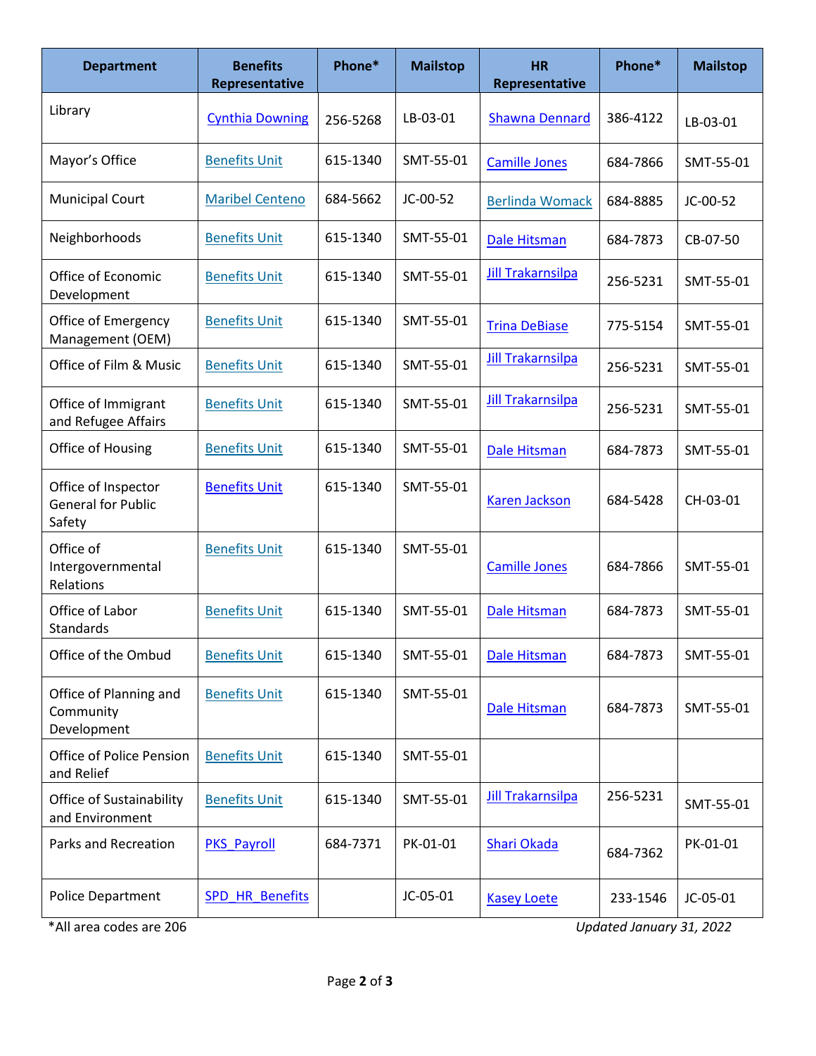| Department | Benefits Representative | Phone* | Mailstop | HR Representative | Phone* | Mailstop |
|---|---|---|---|---|---|---|
| Library | Cynthia Downing | 256-5268 | LB-03-01 | Shawna Dennard | 386-4122 | LB-03-01 |
| Mayor's Office | Benefits Unit | 615-1340 | SMT-55-01 | Camille Jones | 684-7866 | SMT-55-01 |
| Municipal Court | Maribel Centeno | 684-5662 | JC-00-52 | Berlinda Womack | 684-8885 | JC-00-52 |
| Neighborhoods | Benefits Unit | 615-1340 | SMT-55-01 | Dale Hitsman | 684-7873 | CB-07-50 |
| Office of Economic Development | Benefits Unit | 615-1340 | SMT-55-01 | Jill Trakarnsilpa | 256-5231 | SMT-55-01 |
| Office of Emergency Management (OEM) | Benefits Unit | 615-1340 | SMT-55-01 | Trina DeBiase | 775-5154 | SMT-55-01 |
| Office of Film & Music | Benefits Unit | 615-1340 | SMT-55-01 | Jill Trakarnsilpa | 256-5231 | SMT-55-01 |
| Office of Immigrant and Refugee Affairs | Benefits Unit | 615-1340 | SMT-55-01 | Jill Trakarnsilpa | 256-5231 | SMT-55-01 |
| Office of Housing | Benefits Unit | 615-1340 | SMT-55-01 | Dale Hitsman | 684-7873 | SMT-55-01 |
| Office of Inspector General for Public Safety | Benefits Unit | 615-1340 | SMT-55-01 | Karen Jackson | 684-5428 | CH-03-01 |
| Office of Intergovernmental Relations | Benefits Unit | 615-1340 | SMT-55-01 | Camille Jones | 684-7866 | SMT-55-01 |
| Office of Labor Standards | Benefits Unit | 615-1340 | SMT-55-01 | Dale Hitsman | 684-7873 | SMT-55-01 |
| Office of the Ombud | Benefits Unit | 615-1340 | SMT-55-01 | Dale Hitsman | 684-7873 | SMT-55-01 |
| Office of Planning and Community Development | Benefits Unit | 615-1340 | SMT-55-01 | Dale Hitsman | 684-7873 | SMT-55-01 |
| Office of Police Pension and Relief | Benefits Unit | 615-1340 | SMT-55-01 | | | |
| Office of Sustainability and Environment | Benefits Unit | 615-1340 | SMT-55-01 | Jill Trakarnsilpa | 256-5231 | SMT-55-01 |
| Parks and Recreation | PKS_Payroll | 684-7371 | PK-01-01 | Shari Okada | 684-7362 | PK-01-01 |
| Police Department | SPD_HR_Benefits | | JC-05-01 | Kasey Loete | 233-1546 | JC-05-01 |

*All area codes are 206

*Updated January 31, 2022*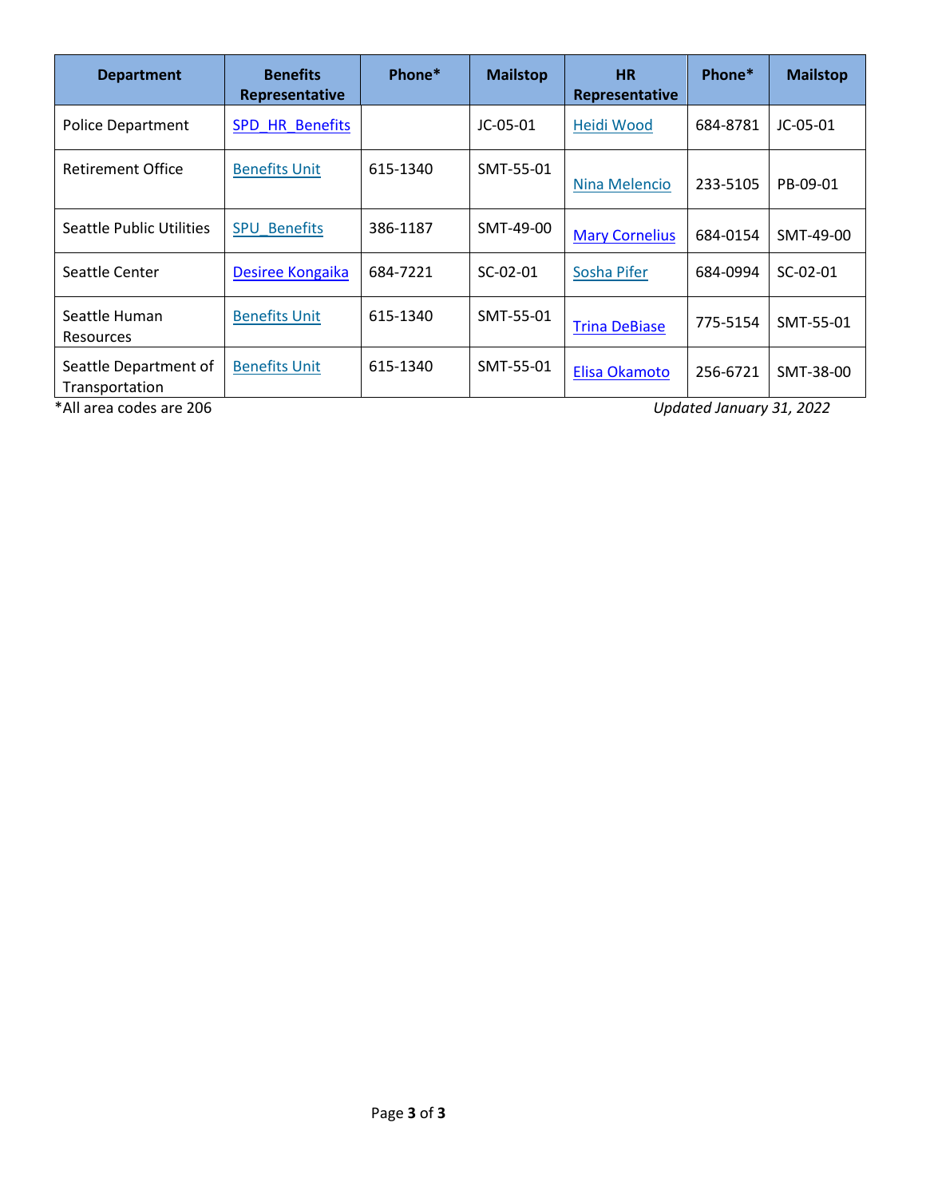| Department | Benefits Representative | Phone* | Mailstop | HR Representative | Phone* | Mailstop |
|---|---|---|---|---|---|---|
| Police Department | SPD_HR_Benefits | | JC-05-01 | Heidi Wood | 684-8781 | JC-05-01 |
| Retirement Office | Benefits Unit | 615-1340 | SMT-55-01 | Nina Melencio | 233-5105 | PB-09-01 |
| Seattle Public Utilities | SPU_Benefits | 386-1187 | SMT-49-00 | Mary Cornelius | 684-0154 | SMT-49-00 |
| Seattle Center | Desiree Kongaika | 684-7221 | SC-02-01 | Sosha Pifer | 684-0994 | SC-02-01 |
| Seattle Human Resources | Benefits Unit | 615-1340 | SMT-55-01 | Trina DeBiase | 775-5154 | SMT-55-01 |
| Seattle Department of Transportation | Benefits Unit | 615-1340 | SMT-55-01 | Elisa Okamoto | 256-6721 | SMT-38-00 |

*All area codes are 206

*Updated January 31, 2022*